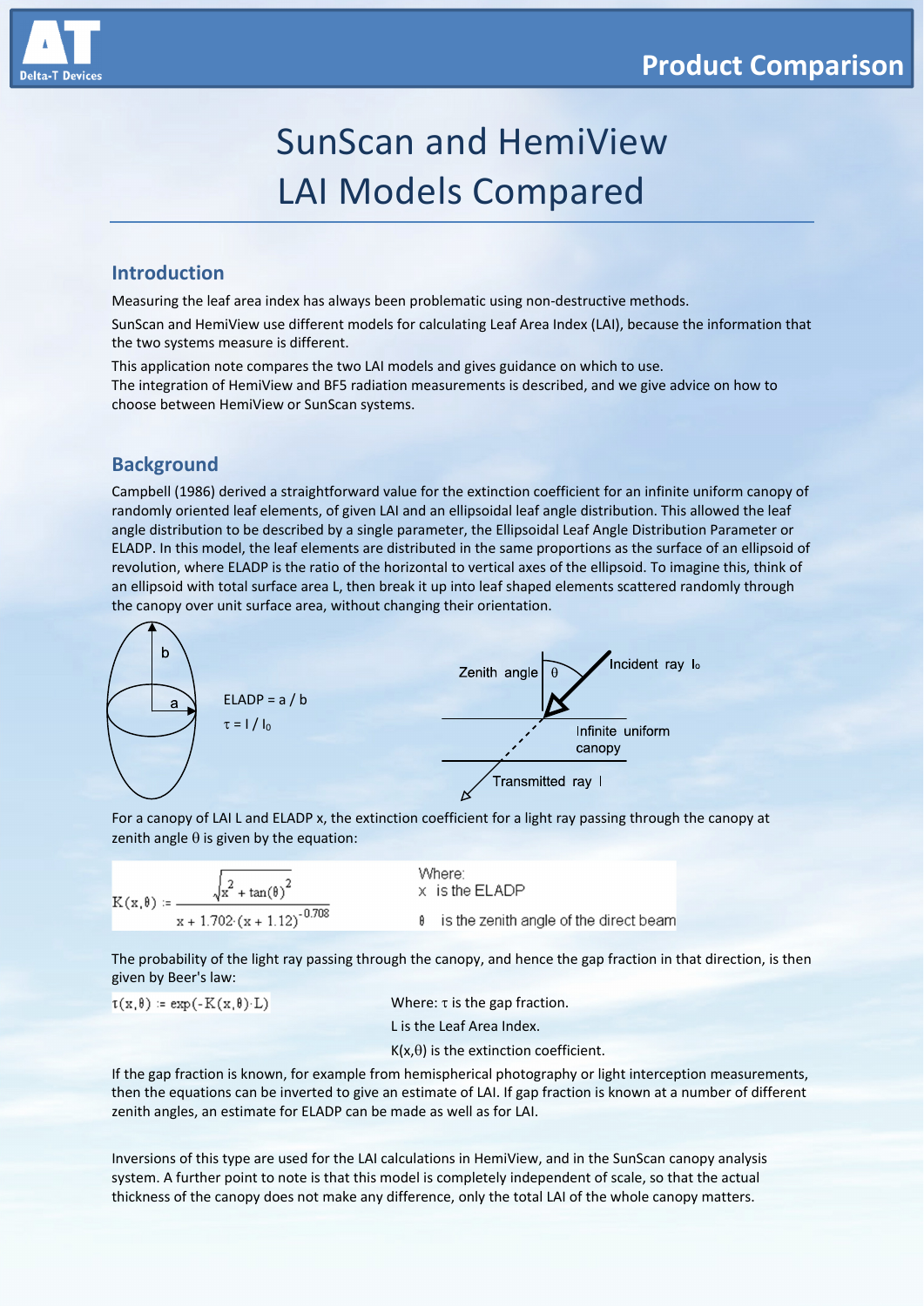Product Comparison

# SunScan and HemiView LAI Models Compared

## Introduction

Measuring the leaf area index has always been problematic using non-destructive methods.

SunScan and HemiView use different models for calculating Leaf Area Index (LAI), because the information that the two systems measure is different.

This application note compares the two LAI models and gives guidance on which to use.
The integration of HemiView and BF5 radiation measurements is described, and we give advice on how to choose between HemiView or SunScan systems.

## Background

Campbell (1986) derived a straightforward value for the extinction coefficient for an infinite uniform canopy of randomly oriented leaf elements, of given LAI and an ellipsoidal leaf angle distribution. This allowed the leaf angle distribution to be described by a single parameter, the Ellipsoidal Leaf Angle Distribution Parameter or ELADP. In this model, the leaf elements are distributed in the same proportions as the surface of an ellipsoid of revolution, where ELADP is the ratio of the horizontal to vertical axes of the ellipsoid. To imagine this, think of an ellipsoid with total surface area L, then break it up into leaf shaped elements scattered randomly through the canopy over unit surface area, without changing their orientation.

ELADP = a / b

$\tau = I / I_0$

Zenith angle $\theta$ — Incident ray $I_0$ — Infinite uniform canopy — Transmitted ray $I$

For a canopy of LAI L and ELADP x, the extinction coefficient for a light ray passing through the canopy at zenith angle $\theta$ is given by the equation:

$$K(x,\theta) := \frac{\sqrt{x^2 + \tan(\theta)^2}}{x + 1.702 \cdot (x + 1.12)^{-0.708}}$$

Where:
x is the ELADP
$\theta$ is the zenith angle of the direct beam

The probability of the light ray passing through the canopy, and hence the gap fraction in that direction, is then given by Beer's law:

$$\tau(x,\theta) := \exp(-K(x,\theta) \cdot L)$$

Where: $\tau$ is the gap fraction.
L is the Leaf Area Index.
$K(x,\theta)$ is the extinction coefficient.

If the gap fraction is known, for example from hemispherical photography or light interception measurements, then the equations can be inverted to give an estimate of LAI. If gap fraction is known at a number of different zenith angles, an estimate for ELADP can be made as well as for LAI.

Inversions of this type are used for the LAI calculations in HemiView, and in the SunScan canopy analysis system. A further point to note is that this model is completely independent of scale, so that the actual thickness of the canopy does not make any difference, only the total LAI of the whole canopy matters.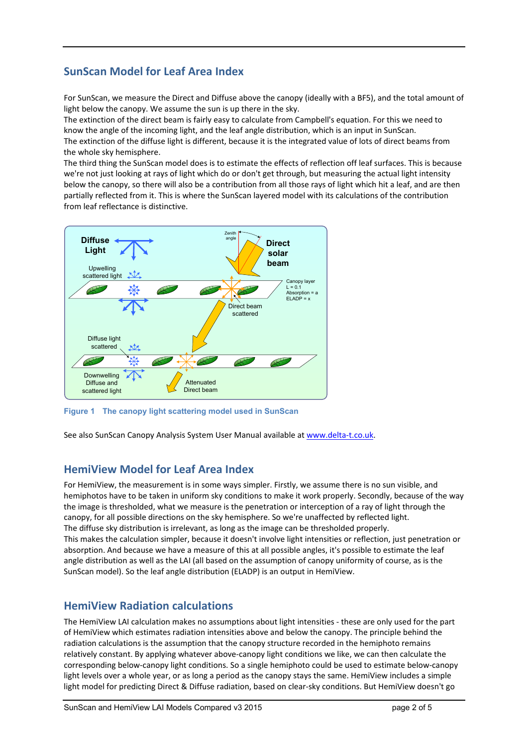## SunScan Model for Leaf Area Index

For SunScan, we measure the Direct and Diffuse above the canopy (ideally with a BF5), and the total amount of light below the canopy. We assume the sun is up there in the sky.
The extinction of the direct beam is fairly easy to calculate from Campbell's equation. For this we need to know the angle of the incoming light, and the leaf angle distribution, which is an input in SunScan.
The extinction of the diffuse light is different, because it is the integrated value of lots of direct beams from the whole sky hemisphere.
The third thing the SunScan model does is to estimate the effects of reflection off leaf surfaces. This is because we're not just looking at rays of light which do or don't get through, but measuring the actual light intensity below the canopy, so there will also be a contribution from all those rays of light which hit a leaf, and are then partially reflected from it. This is where the SunScan layered model with its calculations of the contribution from leaf reflectance is distinctive.

**Figure 1 The canopy light scattering model used in SunScan**

See also SunScan Canopy Analysis System User Manual available at www.delta-t.co.uk.

## HemiView Model for Leaf Area Index

For HemiView, the measurement is in some ways simpler. Firstly, we assume there is no sun visible, and hemiphotos have to be taken in uniform sky conditions to make it work properly. Secondly, because of the way the image is thresholded, what we measure is the penetration or interception of a ray of light through the canopy, for all possible directions on the sky hemisphere. So we're unaffected by reflected light.
The diffuse sky distribution is irrelevant, as long as the image can be thresholded properly.
This makes the calculation simpler, because it doesn't involve light intensities or reflection, just penetration or absorption. And because we have a measure of this at all possible angles, it's possible to estimate the leaf angle distribution as well as the LAI (all based on the assumption of canopy uniformity of course, as is the SunScan model). So the leaf angle distribution (ELADP) is an output in HemiView.

## HemiView Radiation calculations

The HemiView LAI calculation makes no assumptions about light intensities - these are only used for the part of HemiView which estimates radiation intensities above and below the canopy. The principle behind the radiation calculations is the assumption that the canopy structure recorded in the hemiphoto remains relatively constant. By applying whatever above-canopy light conditions we like, we can then calculate the corresponding below-canopy light conditions. So a single hemiphoto could be used to estimate below-canopy light levels over a whole year, or as long a period as the canopy stays the same. HemiView includes a simple light model for predicting Direct & Diffuse radiation, based on clear-sky conditions. But HemiView doesn't go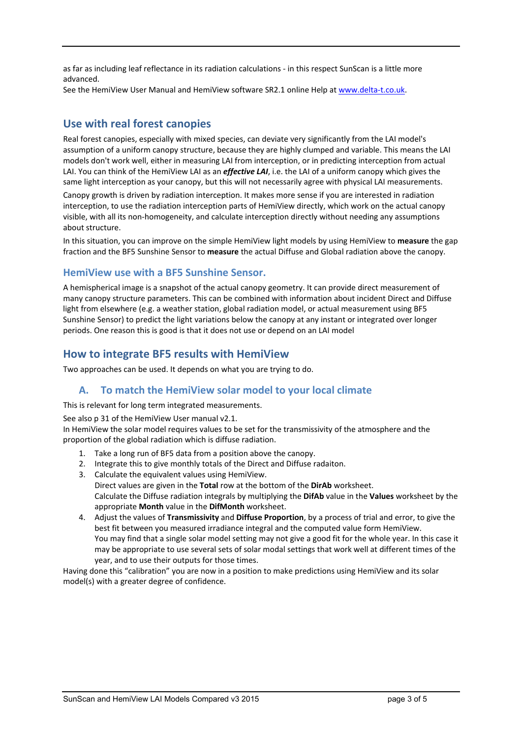as far as including leaf reflectance in its radiation calculations - in this respect SunScan is a little more advanced.
See the HemiView User Manual and HemiView software SR2.1 online Help at [www.delta-t.co.uk](http://www.delta-t.co.uk).

## Use with real forest canopies

Real forest canopies, especially with mixed species, can deviate very significantly from the LAI model's assumption of a uniform canopy structure, because they are highly clumped and variable. This means the LAI models don't work well, either in measuring LAI from interception, or in predicting interception from actual LAI. You can think of the HemiView LAI as an ***effective LAI***, i.e. the LAI of a uniform canopy which gives the same light interception as your canopy, but this will not necessarily agree with physical LAI measurements.

Canopy growth is driven by radiation interception. It makes more sense if you are interested in radiation interception, to use the radiation interception parts of HemiView directly, which work on the actual canopy visible, with all its non-homogeneity, and calculate interception directly without needing any assumptions about structure.

In this situation, you can improve on the simple HemiView light models by using HemiView to **measure** the gap fraction and the BF5 Sunshine Sensor to **measure** the actual Diffuse and Global radiation above the canopy.

### HemiView use with a BF5 Sunshine Sensor.

A hemispherical image is a snapshot of the actual canopy geometry. It can provide direct measurement of many canopy structure parameters. This can be combined with information about incident Direct and Diffuse light from elsewhere (e.g. a weather station, global radiation model, or actual measurement using BF5 Sunshine Sensor) to predict the light variations below the canopy at any instant or integrated over longer periods. One reason this is good is that it does not use or depend on an LAI model

## How to integrate BF5 results with HemiView

Two approaches can be used. It depends on what you are trying to do.

### A. To match the HemiView solar model to your local climate

This is relevant for long term integrated measurements.

See also p 31 of the HemiView User manual v2.1.
In HemiView the solar model requires values to be set for the transmissivity of the atmosphere and the proportion of the global radiation which is diffuse radiation.

1. Take a long run of BF5 data from a position above the canopy.
2. Integrate this to give monthly totals of the Direct and Diffuse radaiton.
3. Calculate the equivalent values using HemiView.
   Direct values are given in the **Total** row at the bottom of the **DirAb** worksheet.
   Calculate the Diffuse radiation integrals by multiplying the **DifAb** value in the **Values** worksheet by the appropriate **Month** value in the **DifMonth** worksheet.
4. Adjust the values of **Transmissivity** and **Diffuse Proportion**, by a process of trial and error, to give the best fit between you measured irradiance integral and the computed value form HemiView.
   You may find that a single solar model setting may not give a good fit for the whole year. In this case it may be appropriate to use several sets of solar modal settings that work well at different times of the year, and to use their outputs for those times.

Having done this "calibration" you are now in a position to make predictions using HemiView and its solar model(s) with a greater degree of confidence.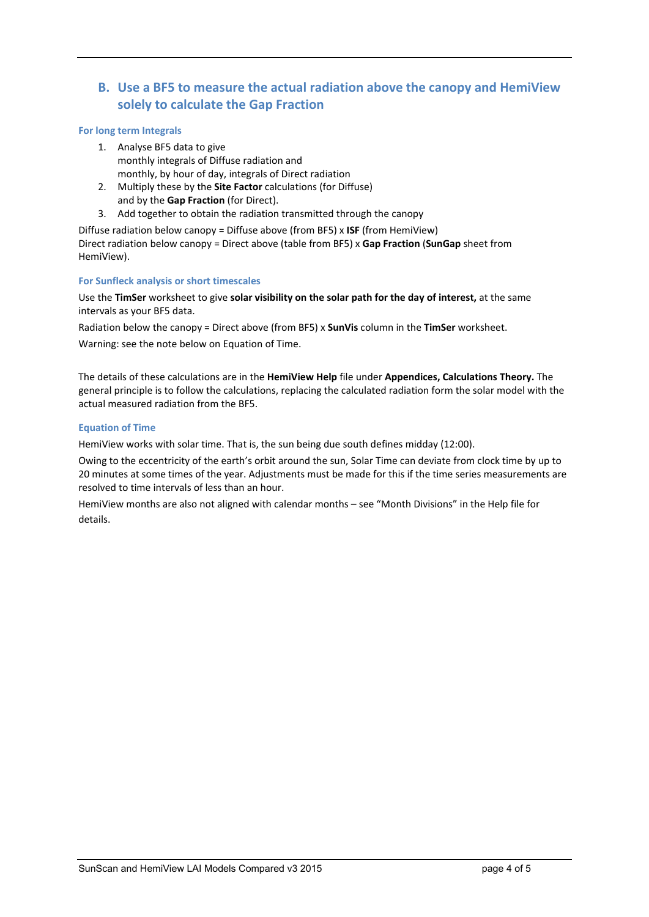## B. Use a BF5 to measure the actual radiation above the canopy and HemiView solely to calculate the Gap Fraction

### For long term Integrals

1. Analyse BF5 data to give
   monthly integrals of Diffuse radiation and
   monthly, by hour of day, integrals of Direct radiation
2. Multiply these by the **Site Factor** calculations (for Diffuse)
   and by the **Gap Fraction** (for Direct).
3. Add together to obtain the radiation transmitted through the canopy

Diffuse radiation below canopy = Diffuse above (from BF5) x **ISF** (from HemiView)
Direct radiation below canopy = Direct above (table from BF5) x **Gap Fraction** (**SunGap** sheet from HemiView).

### For Sunfleck analysis or short timescales

Use the **TimSer** worksheet to give **solar visibility on the solar path for the day of interest,** at the same intervals as your BF5 data.

Radiation below the canopy = Direct above (from BF5) x **SunVis** column in the **TimSer** worksheet.

Warning: see the note below on Equation of Time.

The details of these calculations are in the **HemiView Help** file under **Appendices, Calculations Theory.** The general principle is to follow the calculations, replacing the calculated radiation form the solar model with the actual measured radiation from the BF5.

### Equation of Time

HemiView works with solar time. That is, the sun being due south defines midday (12:00).

Owing to the eccentricity of the earth's orbit around the sun, Solar Time can deviate from clock time by up to 20 minutes at some times of the year. Adjustments must be made for this if the time series measurements are resolved to time intervals of less than an hour.

HemiView months are also not aligned with calendar months – see "Month Divisions" in the Help file for details.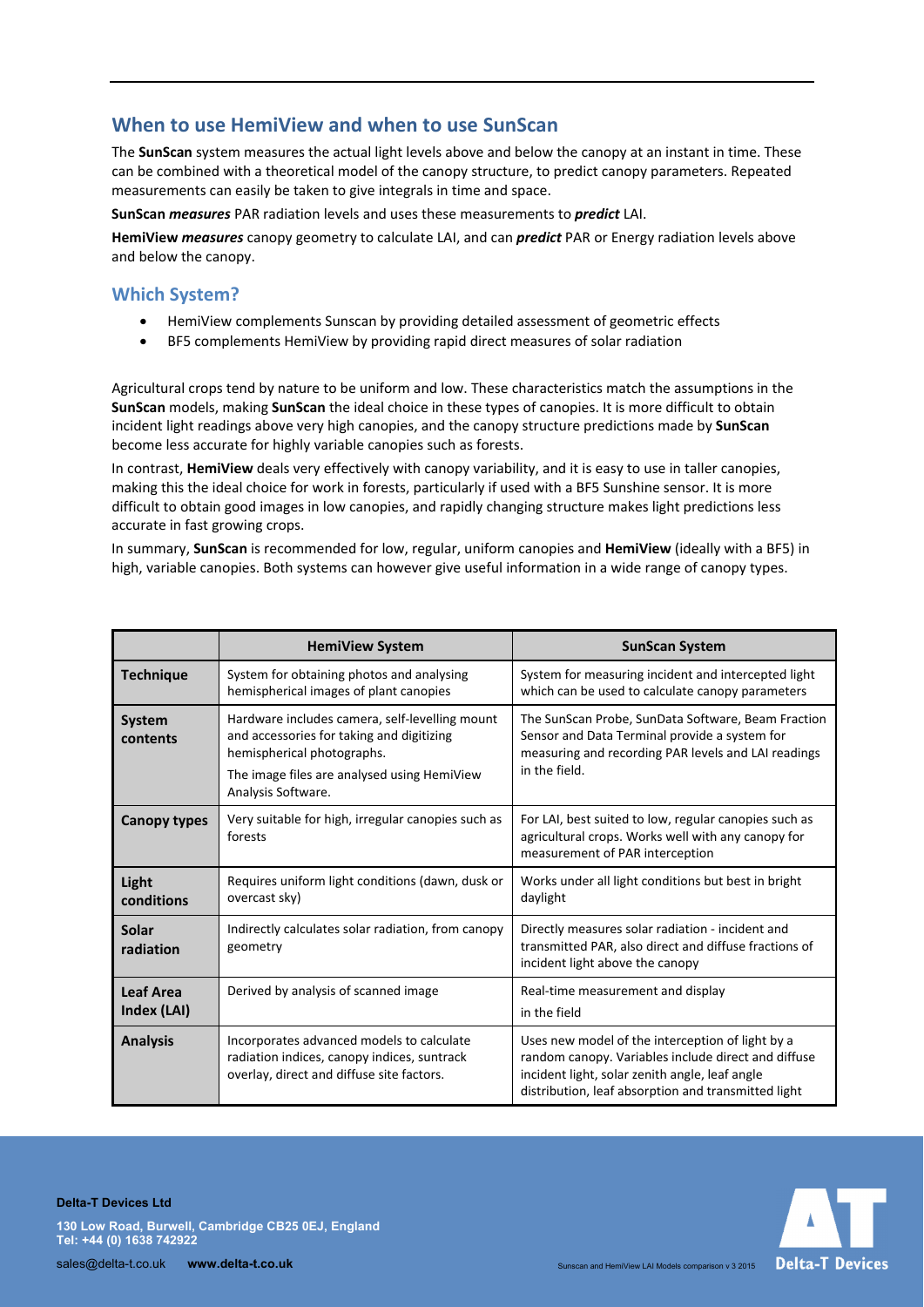## When to use HemiView and when to use SunScan

The **SunScan** system measures the actual light levels above and below the canopy at an instant in time. These can be combined with a theoretical model of the canopy structure, to predict canopy parameters. Repeated measurements can easily be taken to give integrals in time and space.

**SunScan *measures*** PAR radiation levels and uses these measurements to ***predict*** LAI.

**HemiView *measures*** canopy geometry to calculate LAI, and can ***predict*** PAR or Energy radiation levels above and below the canopy.

## Which System?

- HemiView complements Sunscan by providing detailed assessment of geometric effects
- BF5 complements HemiView by providing rapid direct measures of solar radiation

Agricultural crops tend by nature to be uniform and low. These characteristics match the assumptions in the **SunScan** models, making **SunScan** the ideal choice in these types of canopies. It is more difficult to obtain incident light readings above very high canopies, and the canopy structure predictions made by **SunScan** become less accurate for highly variable canopies such as forests.

In contrast, **HemiView** deals very effectively with canopy variability, and it is easy to use in taller canopies, making this the ideal choice for work in forests, particularly if used with a BF5 Sunshine sensor. It is more difficult to obtain good images in low canopies, and rapidly changing structure makes light predictions less accurate in fast growing crops.

In summary, **SunScan** is recommended for low, regular, uniform canopies and **HemiView** (ideally with a BF5) in high, variable canopies. Both systems can however give useful information in a wide range of canopy types.

| | HemiView System | SunScan System |
|---|---|---|
| **Technique** | System for obtaining photos and analysing hemispherical images of plant canopies | System for measuring incident and intercepted light which can be used to calculate canopy parameters |
| **System contents** | Hardware includes camera, self-levelling mount and accessories for taking and digitizing hemispherical photographs. The image files are analysed using HemiView Analysis Software. | The SunScan Probe, SunData Software, Beam Fraction Sensor and Data Terminal provide a system for measuring and recording PAR levels and LAI readings in the field. |
| **Canopy types** | Very suitable for high, irregular canopies such as forests | For LAI, best suited to low, regular canopies such as agricultural crops. Works well with any canopy for measurement of PAR interception |
| **Light conditions** | Requires uniform light conditions (dawn, dusk or overcast sky) | Works under all light conditions but best in bright daylight |
| **Solar radiation** | Indirectly calculates solar radiation, from canopy geometry | Directly measures solar radiation - incident and transmitted PAR, also direct and diffuse fractions of incident light above the canopy |
| **Leaf Area Index (LAI)** | Derived by analysis of scanned image | Real-time measurement and display in the field |
| **Analysis** | Incorporates advanced models to calculate radiation indices, canopy indices, suntrack overlay, direct and diffuse site factors. | Uses new model of the interception of light by a random canopy. Variables include direct and diffuse incident light, solar zenith angle, leaf angle distribution, leaf absorption and transmitted light |

**Delta-T Devices Ltd**

**130 Low Road, Burwell, Cambridge CB25 0EJ, England**
**Tel: +44 (0) 1638 742922**

sales@delta-t.co.uk **www.delta-t.co.uk**

Sunscan and HemiView LAI Models comparison v 3 2015

Delta-T Devices